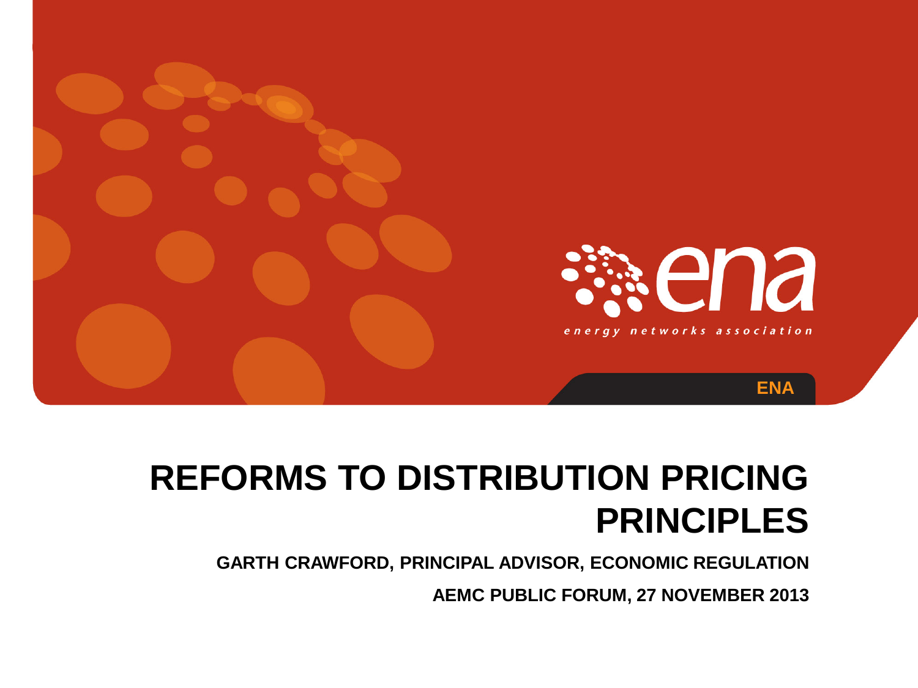energy networks association

ENA

# REFORMS TO DISTRIBUTION PRICING PRINCIPLES

**GARTH CRAWFORD, PRINCIPAL ADVISOR, ECONOMIC REGULATION**

**AEMC PUBLIC FORUM, 27 NOVEMBER 2013**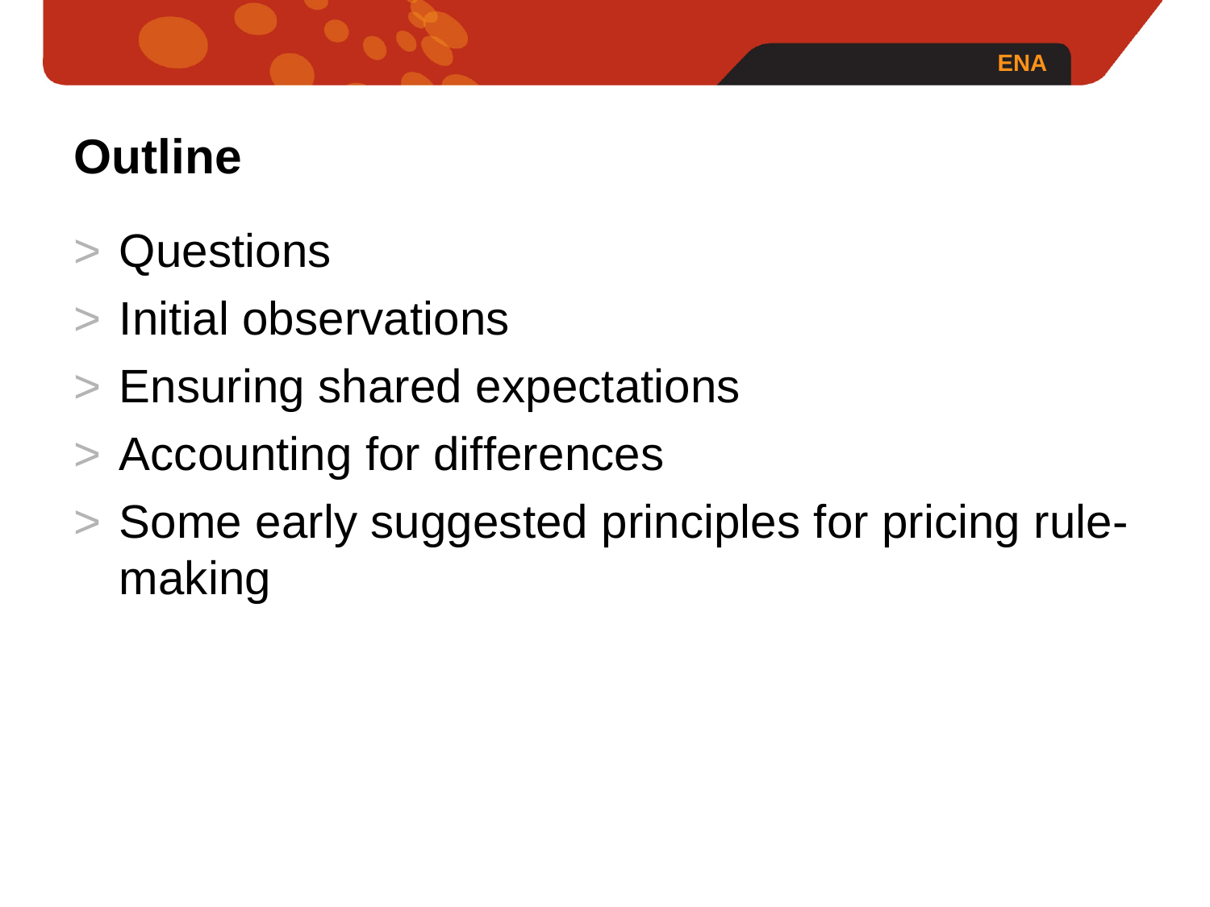# Outline

- Questions
- Initial observations
- Ensuring shared expectations
- Accounting for differences
- Some early suggested principles for pricing rule-making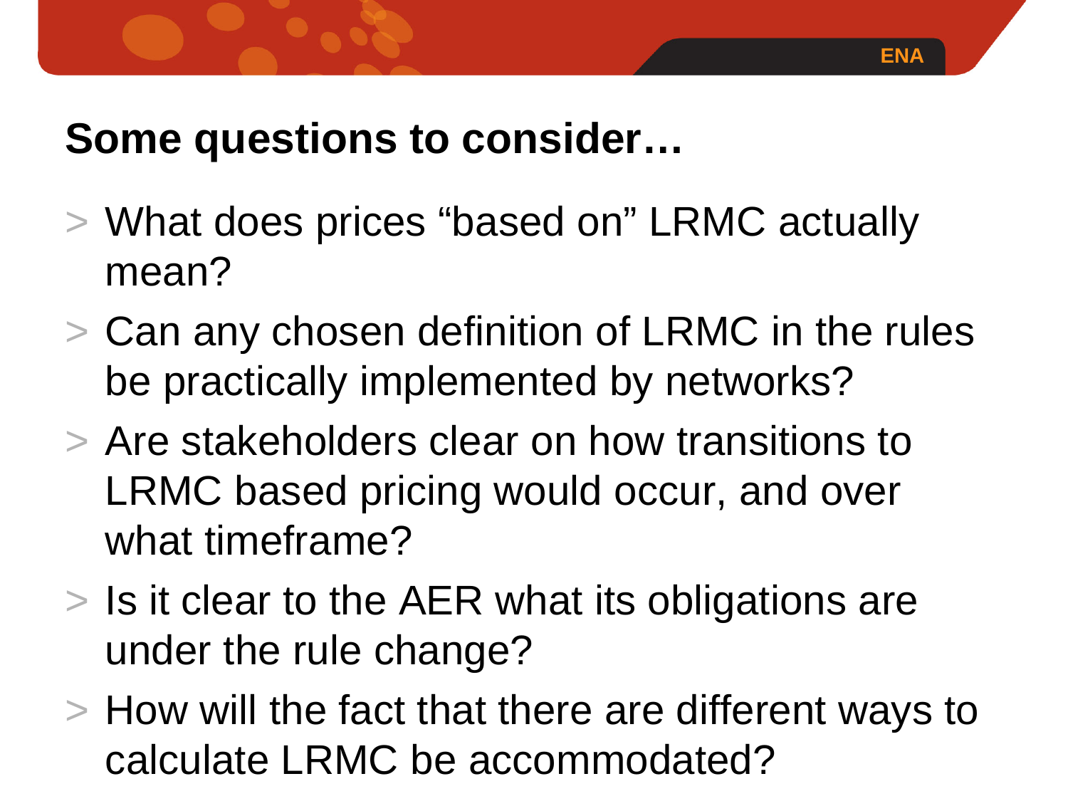## Some questions to consider…

- What does prices “based on” LRMC actually mean?
- Can any chosen definition of LRMC in the rules be practically implemented by networks?
- Are stakeholders clear on how transitions to LRMC based pricing would occur, and over what timeframe?
- Is it clear to the AER what its obligations are under the rule change?
- How will the fact that there are different ways to calculate LRMC be accommodated?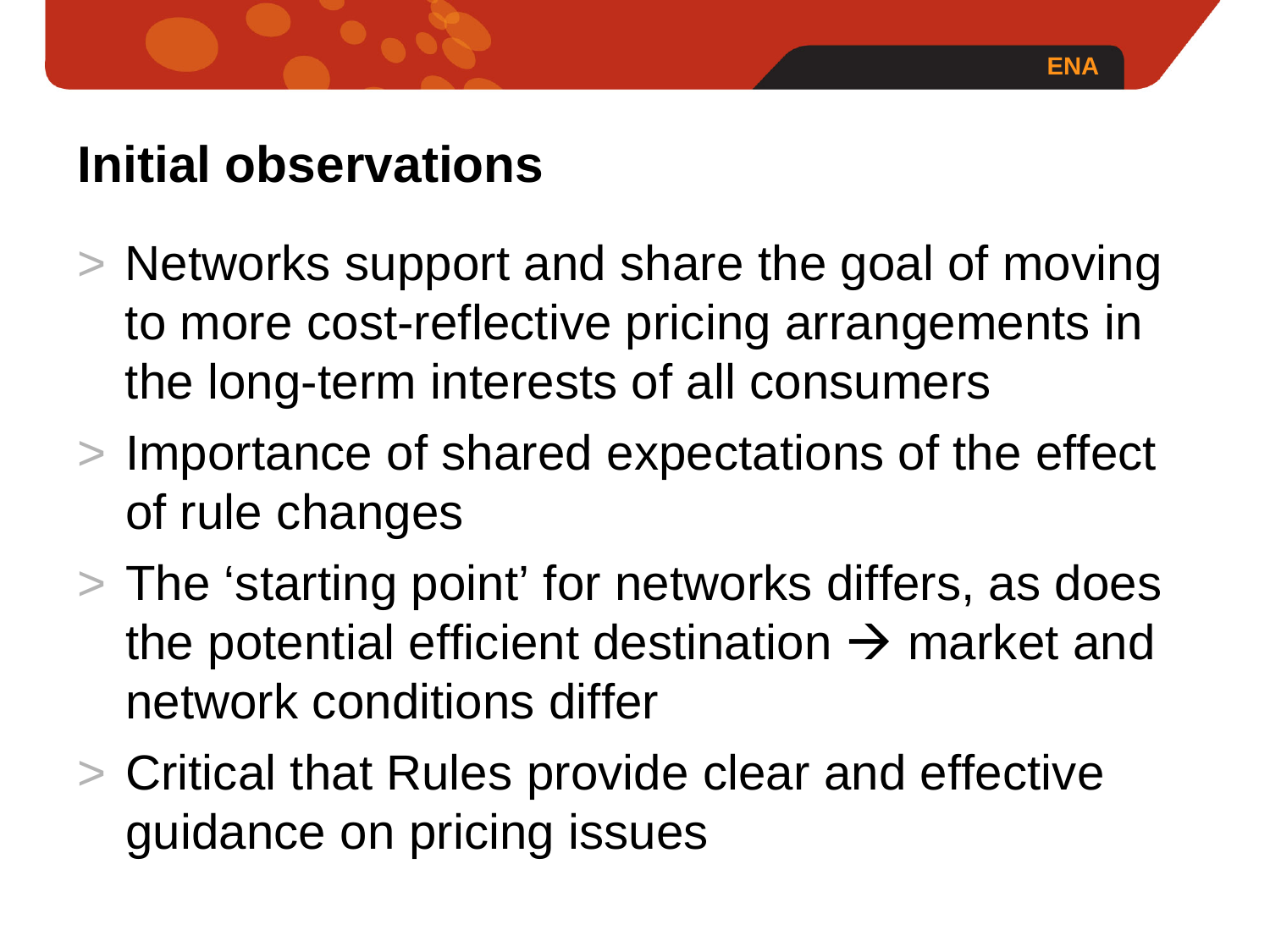# Initial observations

> Networks support and share the goal of moving to more cost-reflective pricing arrangements in the long-term interests of all consumers

> Importance of shared expectations of the effect of rule changes

> The 'starting point' for networks differs, as does the potential efficient destination → market and network conditions differ

> Critical that Rules provide clear and effective guidance on pricing issues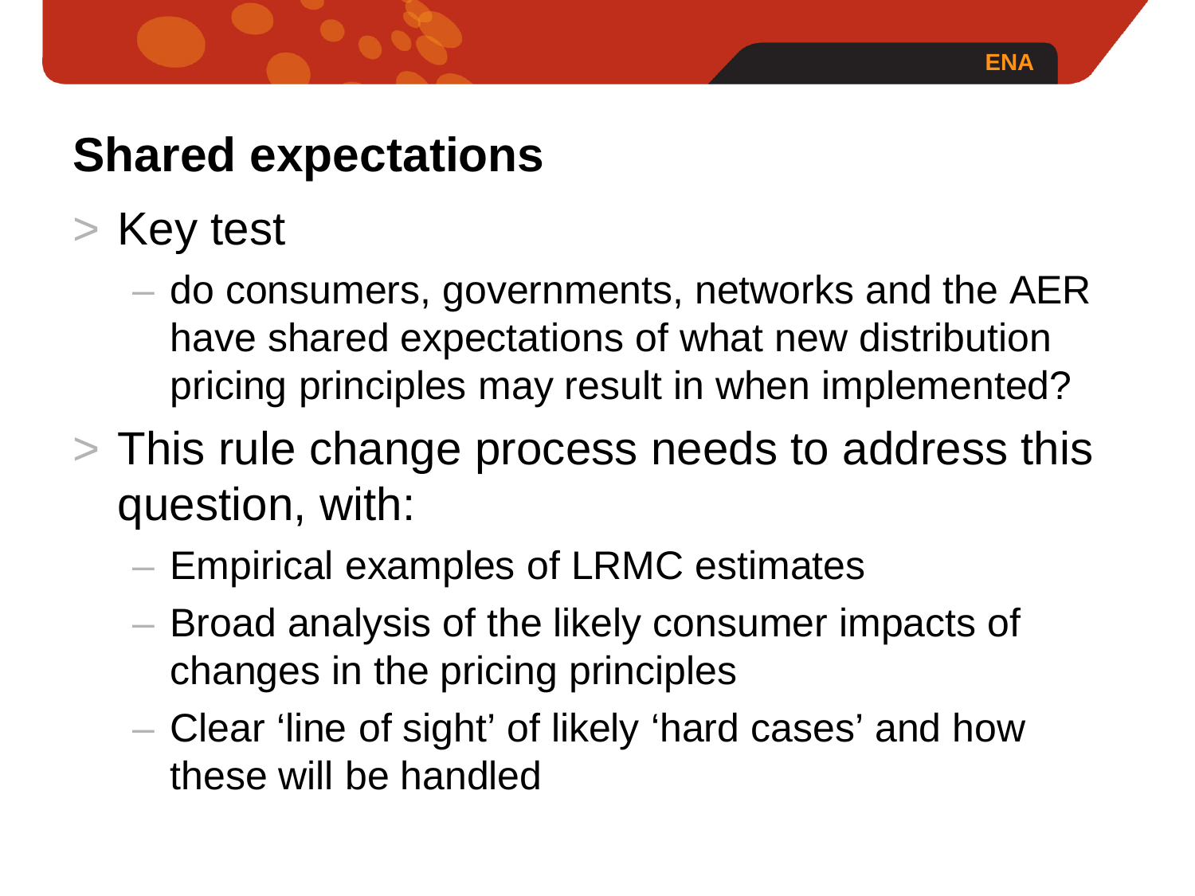# Shared expectations

- Key test
  - do consumers, governments, networks and the AER have shared expectations of what new distribution pricing principles may result in when implemented?
- This rule change process needs to address this question, with:
  - Empirical examples of LRMC estimates
  - Broad analysis of the likely consumer impacts of changes in the pricing principles
  - Clear 'line of sight' of likely 'hard cases' and how these will be handled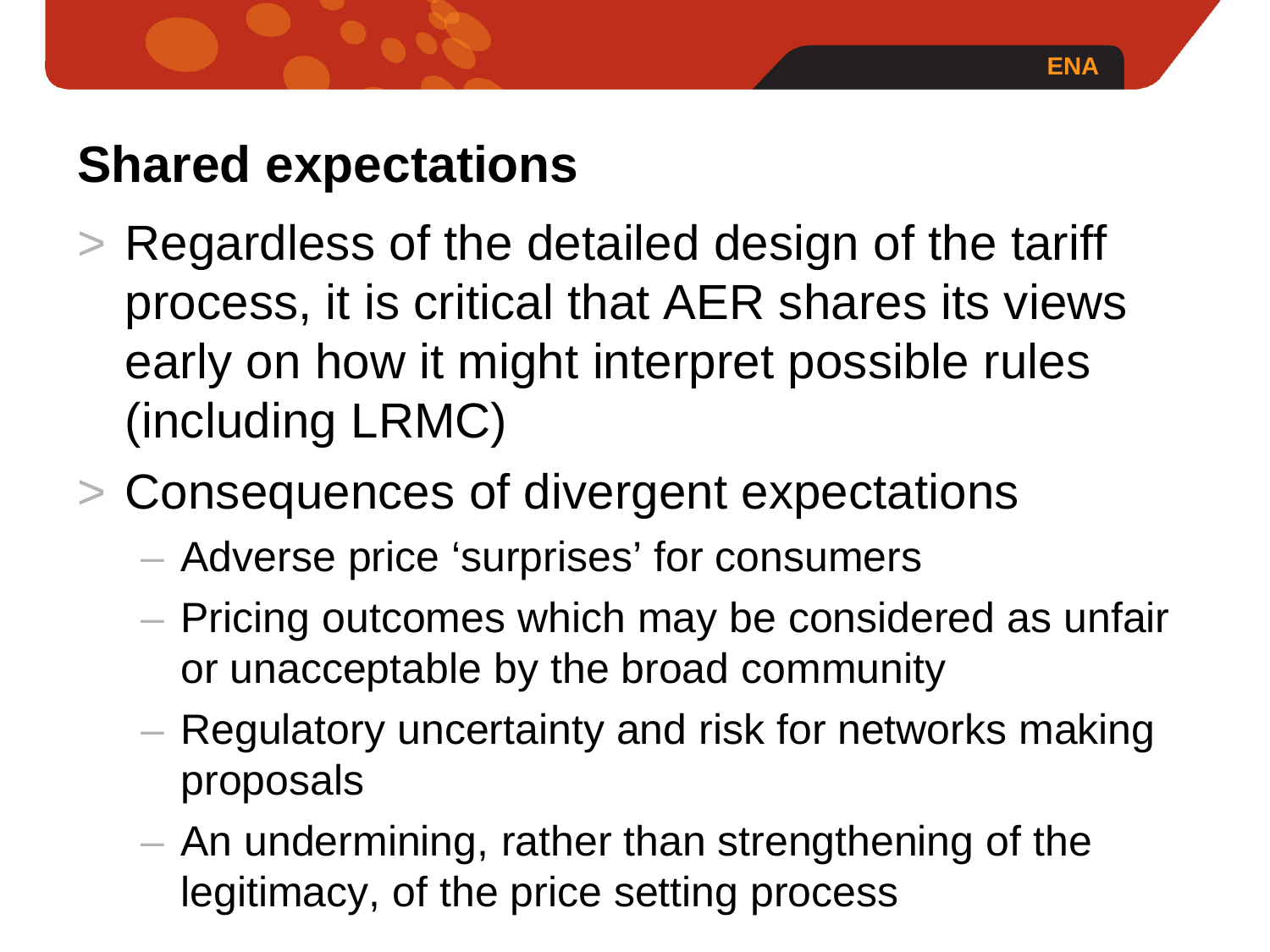## Shared expectations

- Regardless of the detailed design of the tariff process, it is critical that AER shares its views early on how it might interpret possible rules (including LRMC)
- Consequences of divergent expectations
  - Adverse price 'surprises' for consumers
  - Pricing outcomes which may be considered as unfair or unacceptable by the broad community
  - Regulatory uncertainty and risk for networks making proposals
  - An undermining, rather than strengthening of the legitimacy, of the price setting process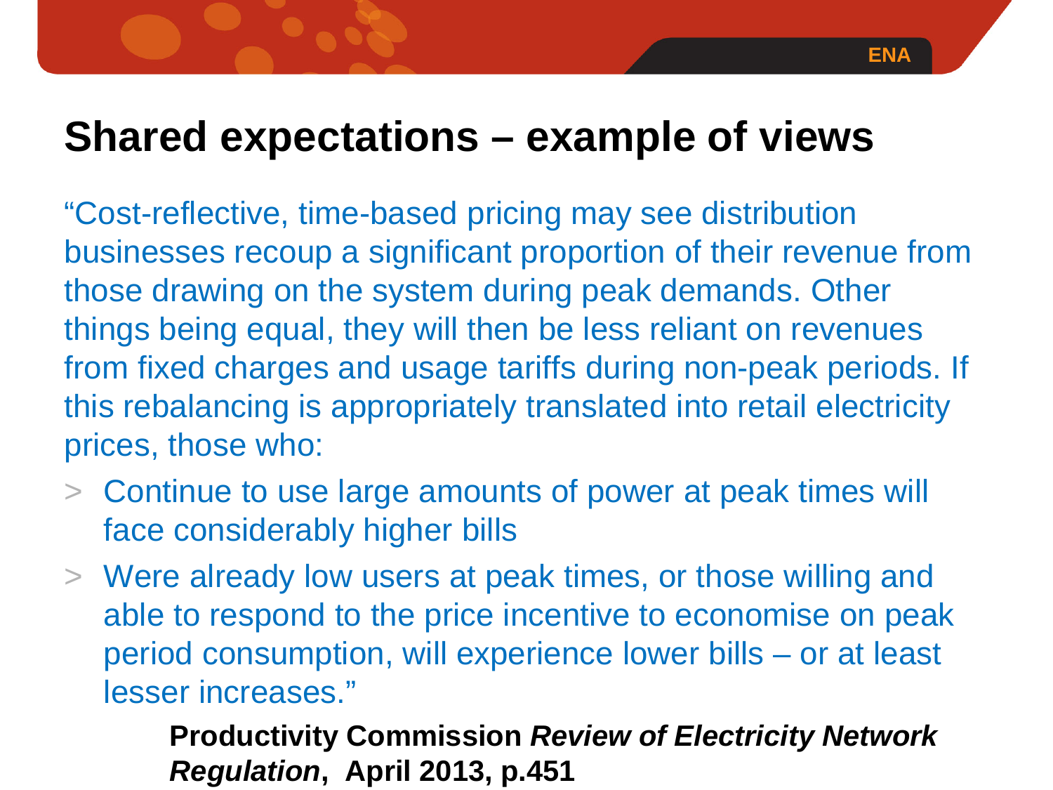# Shared expectations – example of views

"Cost-reflective, time-based pricing may see distribution businesses recoup a significant proportion of their revenue from those drawing on the system during peak demands. Other things being equal, they will then be less reliant on revenues from fixed charges and usage tariffs during non-peak periods. If this rebalancing is appropriately translated into retail electricity prices, those who:

- Continue to use large amounts of power at peak times will face considerably higher bills
- Were already low users at peak times, or those willing and able to respond to the price incentive to economise on peak period consumption, will experience lower bills – or at least lesser increases."

**Productivity Commission *Review of Electricity Network Regulation*, April 2013, p.451**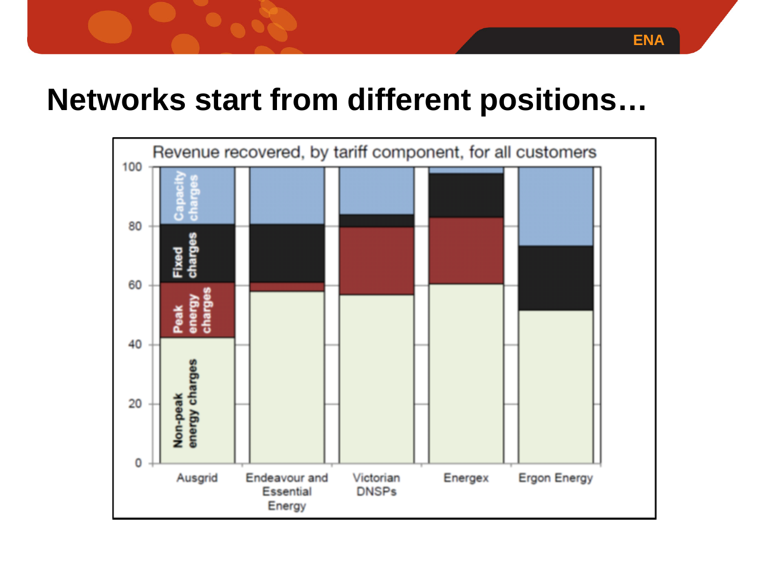# Networks start from different positions…

Revenue recovered, by tariff component, for all customers

| | Non-peak energy charges | Peak energy charges | Fixed charges | Capacity charges |
|---|---|---|---|---|
| Ausgrid | ~42 | ~19 | ~20 | ~19 |
| Endeavour and Essential Energy | ~58 | ~3 | ~20 | ~19 |
| Victorian DNSPs | ~57 | ~23 | ~4 | ~16 |
| Energex | ~60 | ~23 | ~15 | ~2 |
| Ergon Energy | ~52 | 0 | ~22 | ~26 |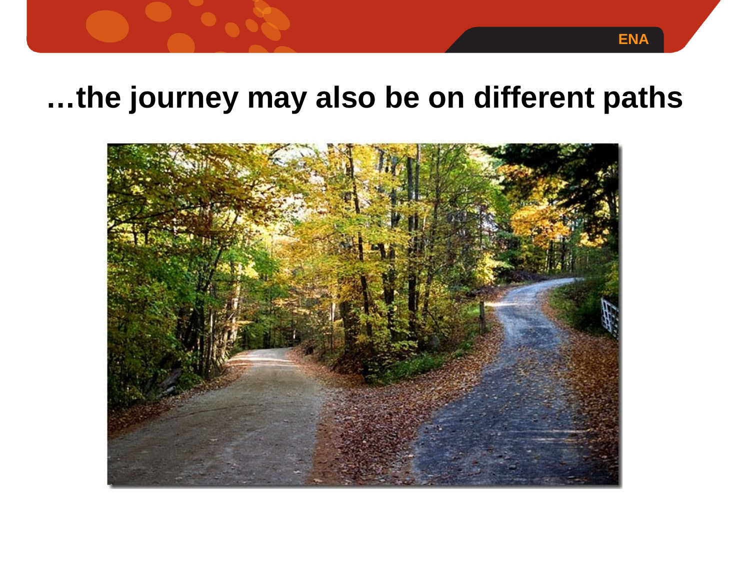# …the journey may also be on different paths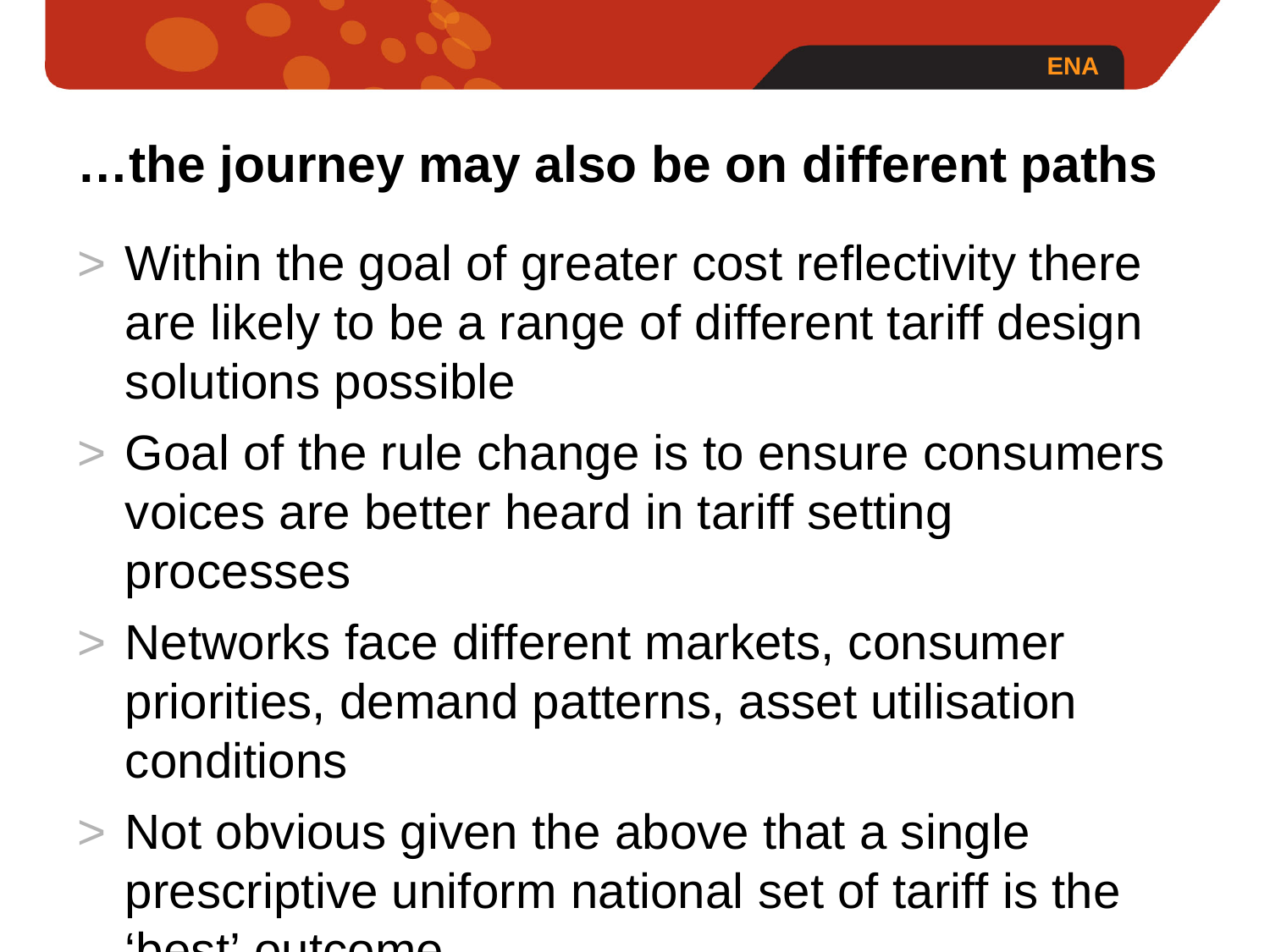# …the journey may also be on different paths

- Within the goal of greater cost reflectivity there are likely to be a range of different tariff design solutions possible
- Goal of the rule change is to ensure consumers voices are better heard in tariff setting processes
- Networks face different markets, consumer priorities, demand patterns, asset utilisation conditions
- Not obvious given the above that a single prescriptive uniform national set of tariff is the 'best' outcome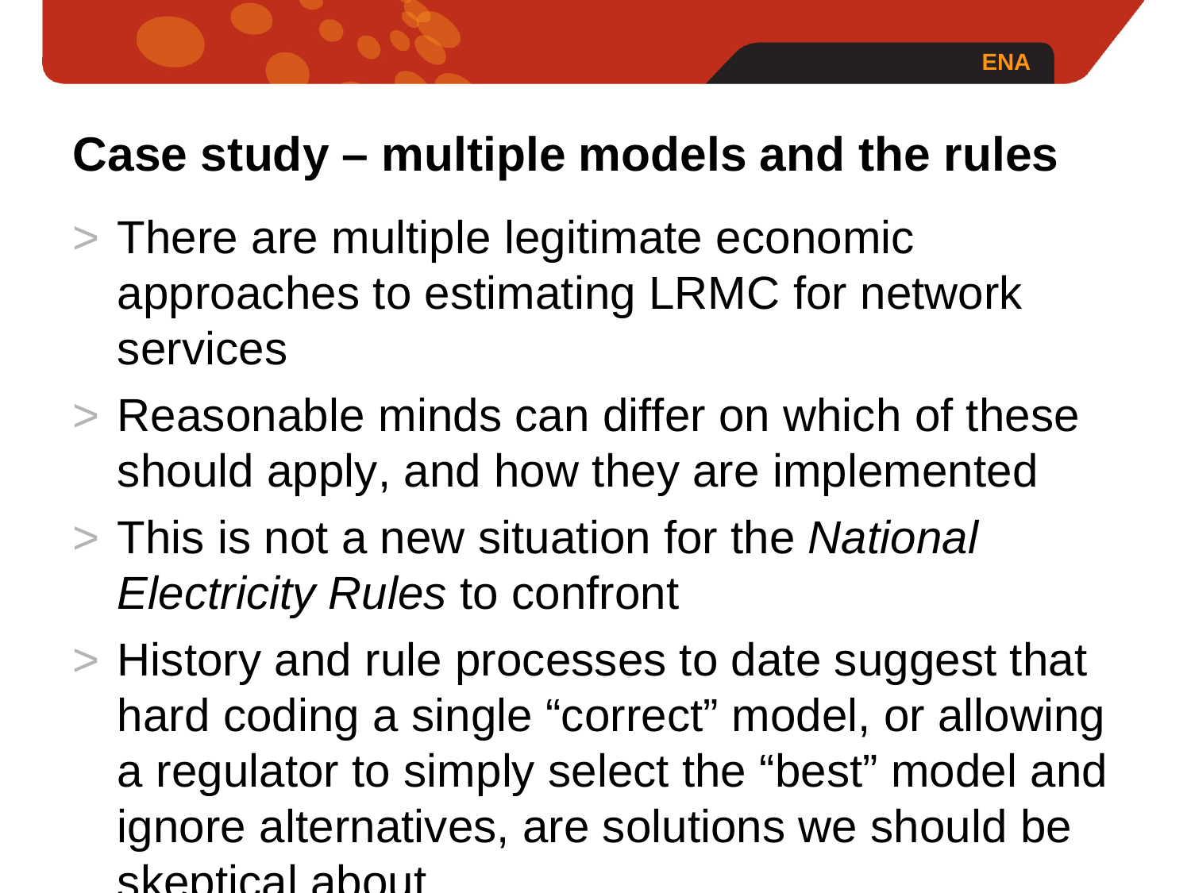# Case study – multiple models and the rules

- There are multiple legitimate economic approaches to estimating LRMC for network services
- Reasonable minds can differ on which of these should apply, and how they are implemented
- This is not a new situation for the *National Electricity Rules* to confront
- History and rule processes to date suggest that hard coding a single "correct" model, or allowing a regulator to simply select the "best" model and ignore alternatives, are solutions we should be skeptical about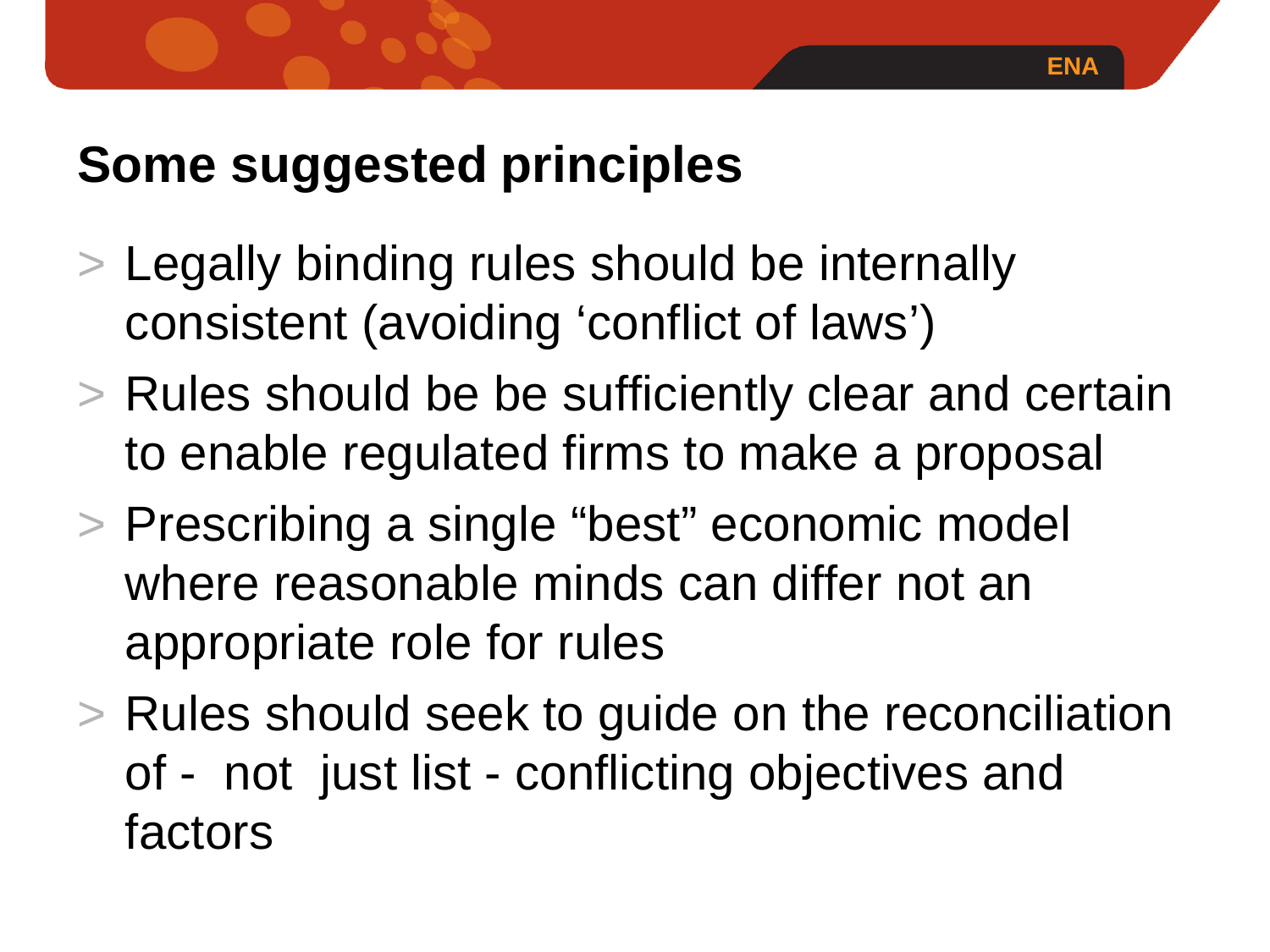# Some suggested principles

- Legally binding rules should be internally consistent (avoiding ‘conflict of laws’)
- Rules should be be sufficiently clear and certain to enable regulated firms to make a proposal
- Prescribing a single “best” economic model where reasonable minds can differ not an appropriate role for rules
- Rules should seek to guide on the reconciliation of - not just list - conflicting objectives and factors